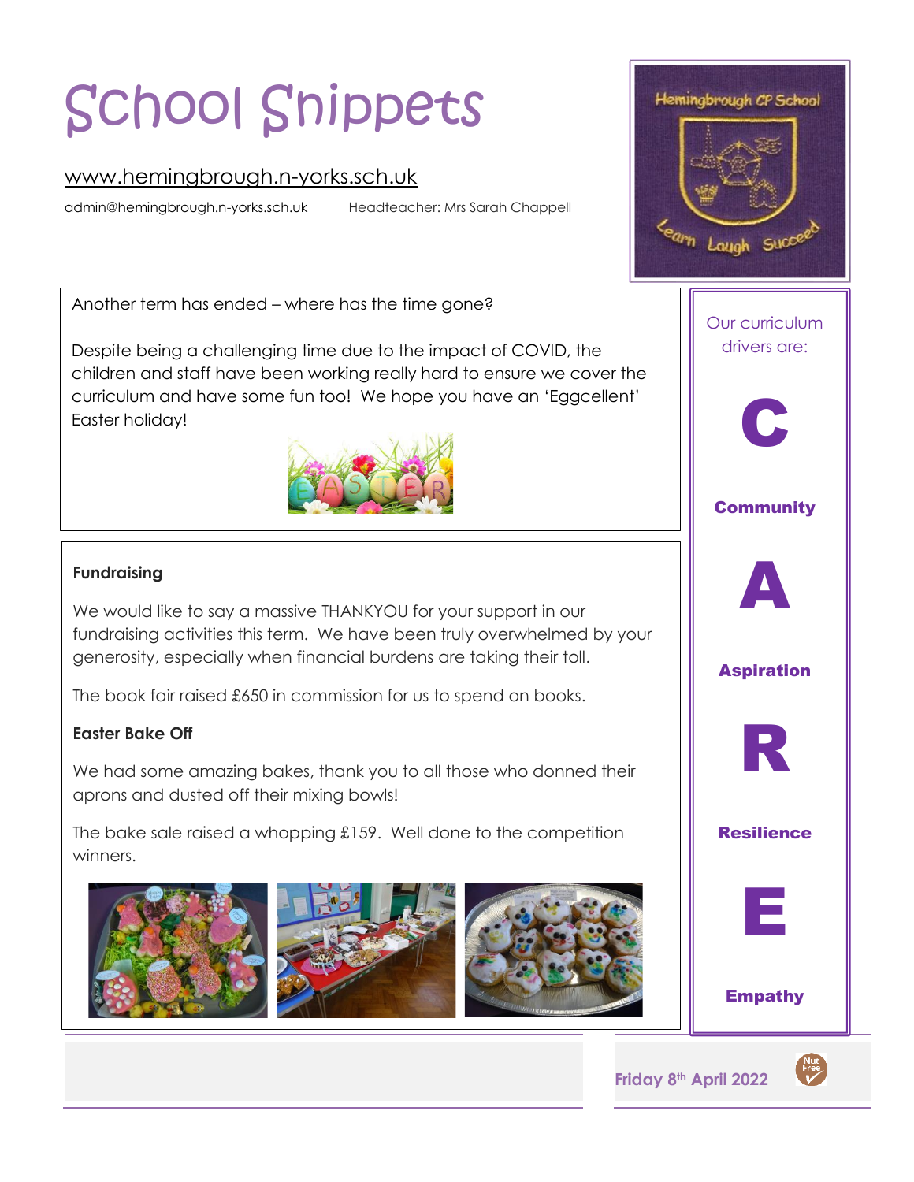# School Snippets

www.hemingbrough.n-yorks.sch.uk

admin@hemingbrough.n-yorks.sch.uk Headteacher: Mrs Sarah Chappell

Friday 8th April 2022

Another term has ended – where has the time gone?

Despite being a challenging time due to the impact of COVID, the children and staff have been working really hard to ensure we cover the curriculum and have some fun too! We hope you have an 'Eggcellent' Easter holiday!

## Fundraising

We would like to say a massive THANKYOU for your support in our fundraising activities this term. We have been truly overwhelmed by your generosity, especially when financial burdens are taking their toll.

The book fair raised £650 in commission for us to spend on books.

## Easter Bake Off

We had some amazing bakes, thank you to all those who donned their aprons and dusted off their mixing bowls!

The bake sale raised a whopping £159. Well done to the competition winners.

---

Our curriculum drivers are:

**C** — **Community**

**A** — **Aspiration**

**R** — **Resilience**

**E** — **Empathy**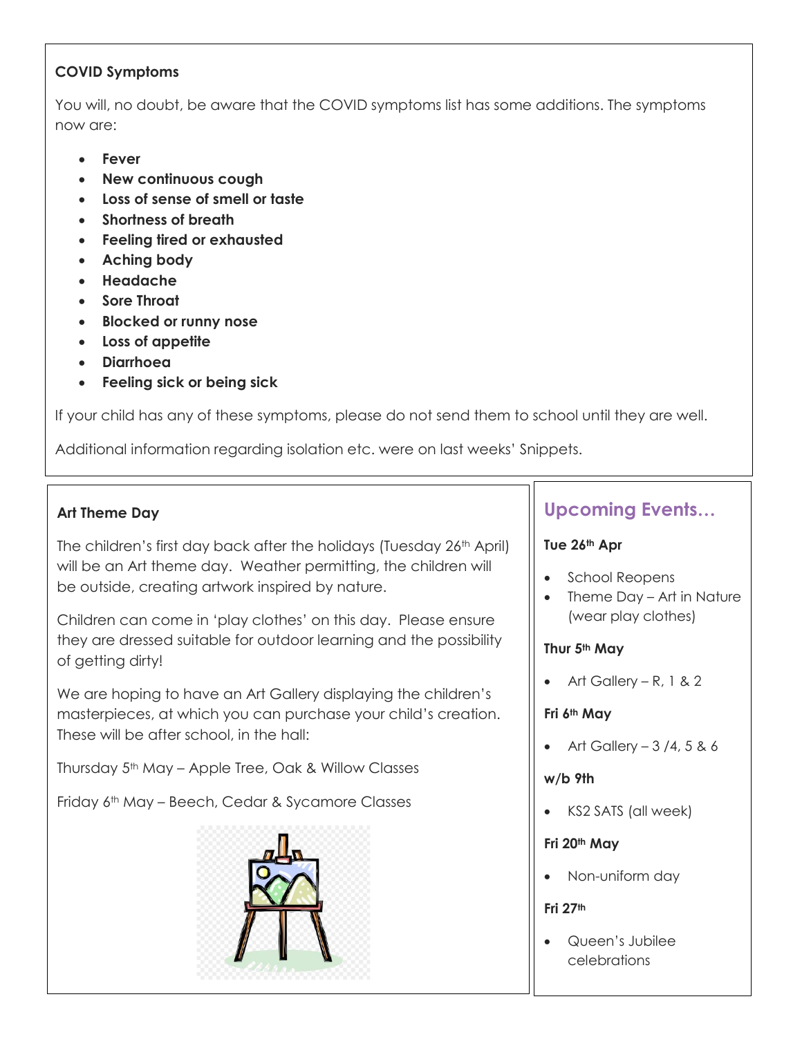## COVID Symptoms

You will, no doubt, be aware that the COVID symptoms list has some additions. The symptoms now are:

- **Fever**
- **New continuous cough**
- **Loss of sense of smell or taste**
- **Shortness of breath**
- **Feeling tired or exhausted**
- **Aching body**
- **Headache**
- **Sore Throat**
- **Blocked or runny nose**
- **Loss of appetite**
- **Diarrhoea**
- **Feeling sick or being sick**

If your child has any of these symptoms, please do not send them to school until they are well.

Additional information regarding isolation etc. were on last weeks' Snippets.

## Art Theme Day

The children's first day back after the holidays (Tuesday 26th April) will be an Art theme day. Weather permitting, the children will be outside, creating artwork inspired by nature.

Children can come in 'play clothes' on this day. Please ensure they are dressed suitable for outdoor learning and the possibility of getting dirty!

We are hoping to have an Art Gallery displaying the children's masterpieces, at which you can purchase your child's creation. These will be after school, in the hall:

Thursday 5th May – Apple Tree, Oak & Willow Classes

Friday 6th May – Beech, Cedar & Sycamore Classes

## Upcoming Events…

**Tue 26th Apr**

- School Reopens
- Theme Day – Art in Nature (wear play clothes)

**Thur 5th May**

- Art Gallery – R, 1 & 2

**Fri 6th May**

- Art Gallery – 3 /4, 5 & 6

**w/b 9th**

- KS2 SATS (all week)

**Fri 20th May**

- Non-uniform day

**Fri 27th**

- Queen's Jubilee celebrations